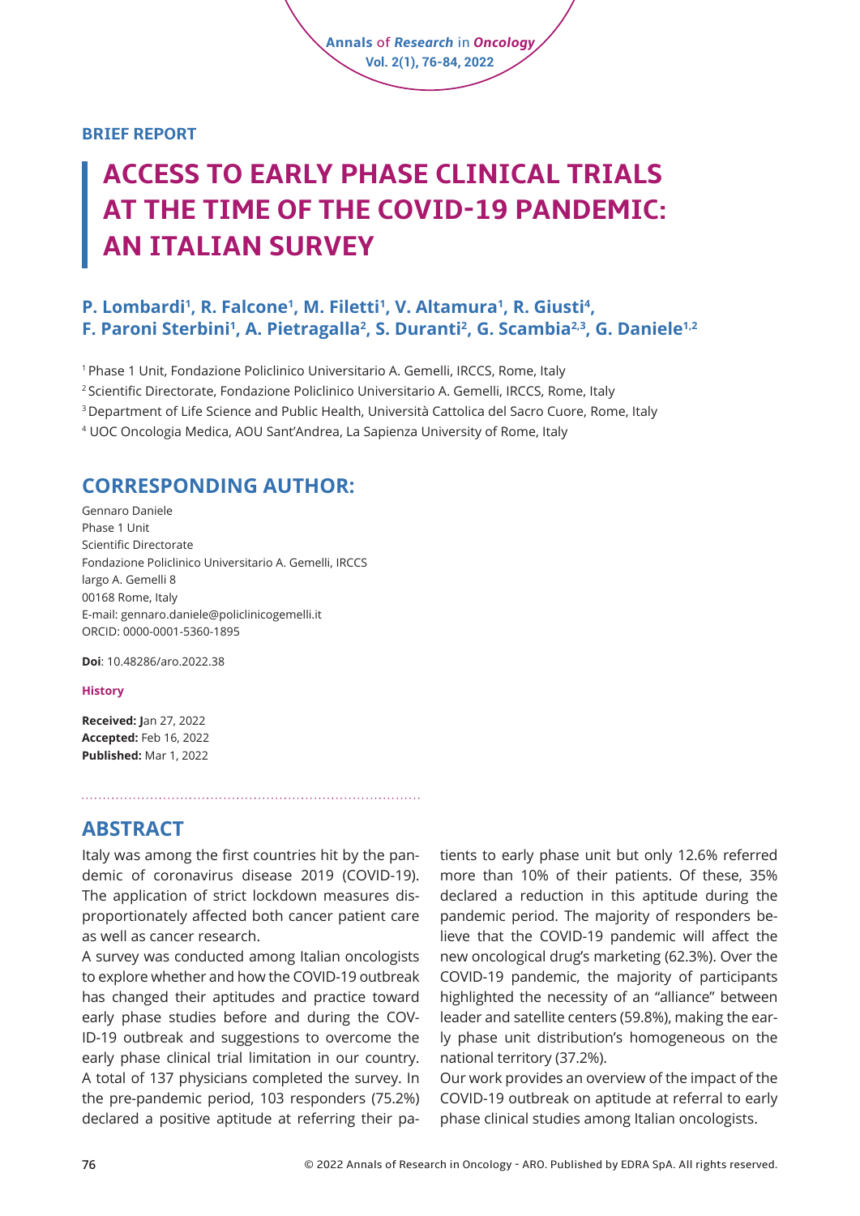BRIEF REPORT

# ACCESS TO EARLY PHASE CLINICAL TRIALS AT THE TIME OF THE COVID-19 PANDEMIC: AN ITALIAN SURVEY

**P. Lombardi[1], R. Falcone[1], M. Filetti[1], V. Altamura[1], R. Giusti[4], F. Paroni Sterbini[1], A. Pietragalla[2], S. Duranti[2], G. Scambia[2,3], G. Daniele[1,2]**

[1] Phase 1 Unit, Fondazione Policlinico Universitario A. Gemelli, IRCCS, Rome, Italy

[2] Scientific Directorate, Fondazione Policlinico Universitario A. Gemelli, IRCCS, Rome, Italy

[3] Department of Life Science and Public Health, Università Cattolica del Sacro Cuore, Rome, Italy

[4] UOC Oncologia Medica, AOU Sant'Andrea, La Sapienza University of Rome, Italy

## CORRESPONDING AUTHOR:

Gennaro Daniele
Phase 1 Unit
Scientific Directorate
Fondazione Policlinico Universitario A. Gemelli, IRCCS
largo A. Gemelli 8
00168 Rome, Italy
E-mail: gennaro.daniele@policlinicogemelli.it
ORCID: 0000-0001-5360-1895

**Doi**: 10.48286/aro.2022.38

**History**

**Received:** Jan 27, 2022
**Accepted:** Feb 16, 2022
**Published:** Mar 1, 2022

## ABSTRACT

Italy was among the first countries hit by the pandemic of coronavirus disease 2019 (COVID-19). The application of strict lockdown measures disproportionately affected both cancer patient care as well as cancer research.

A survey was conducted among Italian oncologists to explore whether and how the COVID-19 outbreak has changed their aptitudes and practice toward early phase studies before and during the COVID-19 outbreak and suggestions to overcome the early phase clinical trial limitation in our country. A total of 137 physicians completed the survey. In the pre-pandemic period, 103 responders (75.2%) declared a positive aptitude at referring their patients to early phase unit but only 12.6% referred more than 10% of their patients. Of these, 35% declared a reduction in this aptitude during the pandemic period. The majority of responders believe that the COVID-19 pandemic will affect the new oncological drug's marketing (62.3%). Over the COVID-19 pandemic, the majority of participants highlighted the necessity of an "alliance" between leader and satellite centers (59.8%), making the early phase unit distribution's homogeneous on the national territory (37.2%).

Our work provides an overview of the impact of the COVID-19 outbreak on aptitude at referral to early phase clinical studies among Italian oncologists.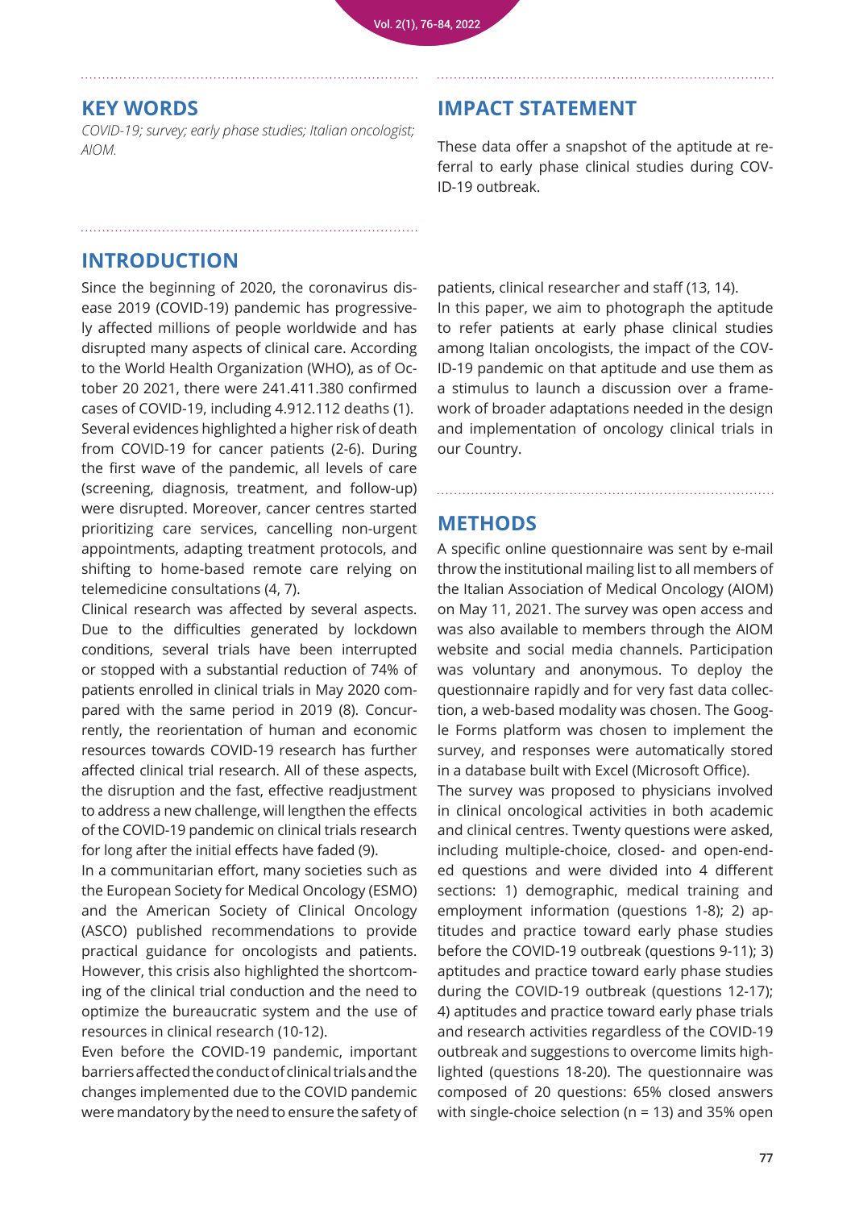## KEY WORDS

*COVID-19; survey; early phase studies; Italian oncologist; AIOM.*

## IMPACT STATEMENT

These data offer a snapshot of the aptitude at referral to early phase clinical studies during COVID-19 outbreak.

## INTRODUCTION

Since the beginning of 2020, the coronavirus disease 2019 (COVID-19) pandemic has progressively affected millions of people worldwide and has disrupted many aspects of clinical care. According to the World Health Organization (WHO), as of October 20 2021, there were 241.411.380 confirmed cases of COVID-19, including 4.912.112 deaths (1).

Several evidences highlighted a higher risk of death from COVID-19 for cancer patients (2-6). During the first wave of the pandemic, all levels of care (screening, diagnosis, treatment, and follow-up) were disrupted. Moreover, cancer centres started prioritizing care services, cancelling non-urgent appointments, adapting treatment protocols, and shifting to home-based remote care relying on telemedicine consultations (4, 7).

Clinical research was affected by several aspects. Due to the difficulties generated by lockdown conditions, several trials have been interrupted or stopped with a substantial reduction of 74% of patients enrolled in clinical trials in May 2020 compared with the same period in 2019 (8). Concurrently, the reorientation of human and economic resources towards COVID-19 research has further affected clinical trial research. All of these aspects, the disruption and the fast, effective readjustment to address a new challenge, will lengthen the effects of the COVID-19 pandemic on clinical trials research for long after the initial effects have faded (9).

In a communitarian effort, many societies such as the European Society for Medical Oncology (ESMO) and the American Society of Clinical Oncology (ASCO) published recommendations to provide practical guidance for oncologists and patients. However, this crisis also highlighted the shortcoming of the clinical trial conduction and the need to optimize the bureaucratic system and the use of resources in clinical research (10-12).

Even before the COVID-19 pandemic, important barriers affected the conduct of clinical trials and the changes implemented due to the COVID pandemic were mandatory by the need to ensure the safety of patients, clinical researcher and staff (13, 14).

In this paper, we aim to photograph the aptitude to refer patients at early phase clinical studies among Italian oncologists, the impact of the COVID-19 pandemic on that aptitude and use them as a stimulus to launch a discussion over a framework of broader adaptations needed in the design and implementation of oncology clinical trials in our Country.

## METHODS

A specific online questionnaire was sent by e-mail throw the institutional mailing list to all members of the Italian Association of Medical Oncology (AIOM) on May 11, 2021. The survey was open access and was also available to members through the AIOM website and social media channels. Participation was voluntary and anonymous. To deploy the questionnaire rapidly and for very fast data collection, a web-based modality was chosen. The Google Forms platform was chosen to implement the survey, and responses were automatically stored in a database built with Excel (Microsoft Office).

The survey was proposed to physicians involved in clinical oncological activities in both academic and clinical centres. Twenty questions were asked, including multiple-choice, closed- and open-ended questions and were divided into 4 different sections: 1) demographic, medical training and employment information (questions 1-8); 2) aptitudes and practice toward early phase studies before the COVID-19 outbreak (questions 9-11); 3) aptitudes and practice toward early phase studies during the COVID-19 outbreak (questions 12-17); 4) aptitudes and practice toward early phase trials and research activities regardless of the COVID-19 outbreak and suggestions to overcome limits highlighted (questions 18-20). The questionnaire was composed of 20 questions: 65% closed answers with single-choice selection (n = 13) and 35% open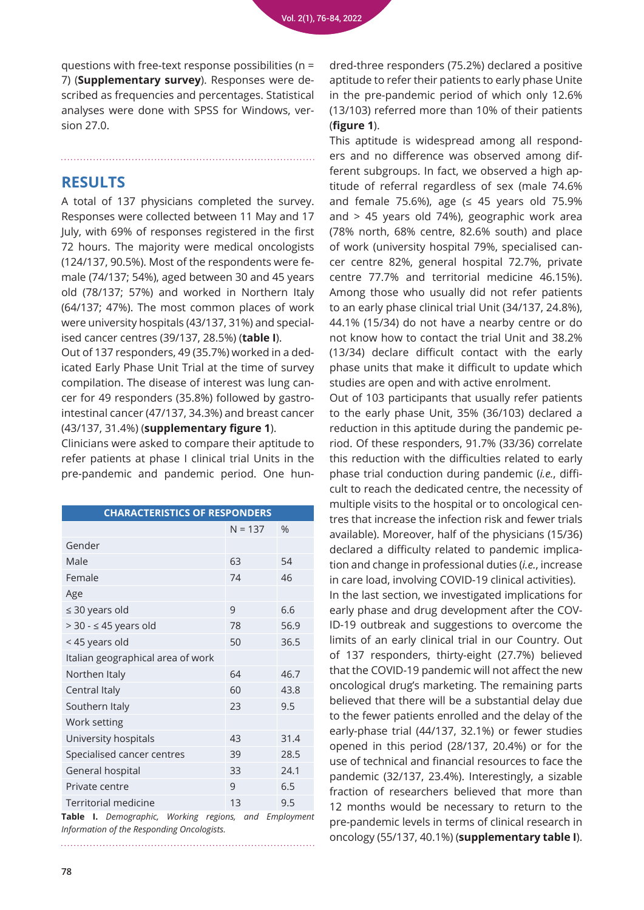questions with free-text response possibilities (n = 7) (**Supplementary survey**). Responses were described as frequencies and percentages. Statistical analyses were done with SPSS for Windows, version 27.0.

## RESULTS

A total of 137 physicians completed the survey. Responses were collected between 11 May and 17 July, with 69% of responses registered in the first 72 hours. The majority were medical oncologists (124/137, 90.5%). Most of the respondents were female (74/137; 54%), aged between 30 and 45 years old (78/137; 57%) and worked in Northern Italy (64/137; 47%). The most common places of work were university hospitals (43/137, 31%) and specialised cancer centres (39/137, 28.5%) (**table I**).

Out of 137 responders, 49 (35.7%) worked in a dedicated Early Phase Unit Trial at the time of survey compilation. The disease of interest was lung cancer for 49 responders (35.8%) followed by gastrointestinal cancer (47/137, 34.3%) and breast cancer (43/137, 31.4%) (**supplementary figure 1**).

Clinicians were asked to compare their aptitude to refer patients at phase I clinical trial Units in the pre-pandemic and pandemic period. One hundred-three responders (75.2%) declared a positive aptitude to refer their patients to early phase Unite in the pre-pandemic period of which only 12.6% (13/103) referred more than 10% of their patients (**figure 1**).

| CHARACTERISTICS OF RESPONDERS | | |
|---|---|---|
| | N = 137 | % |
| Gender | | |
| Male | 63 | 54 |
| Female | 74 | 46 |
| Age | | |
| ≤ 30 years old | 9 | 6.6 |
| > 30 - ≤ 45 years old | 78 | 56.9 |
| < 45 years old | 50 | 36.5 |
| Italian geographical area of work | | |
| Northen Italy | 64 | 46.7 |
| Central Italy | 60 | 43.8 |
| Southern Italy | 23 | 9.5 |
| Work setting | | |
| University hospitals | 43 | 31.4 |
| Specialised cancer centres | 39 | 28.5 |
| General hospital | 33 | 24.1 |
| Private centre | 9 | 6.5 |
| Territorial medicine | 13 | 9.5 |

**Table I.** *Demographic, Working regions, and Employment Information of the Responding Oncologists.*

This aptitude is widespread among all responders and no difference was observed among different subgroups. In fact, we observed a high aptitude of referral regardless of sex (male 74.6% and female 75.6%), age (≤ 45 years old 75.9% and > 45 years old 74%), geographic work area (78% north, 68% centre, 82.6% south) and place of work (university hospital 79%, specialised cancer centre 82%, general hospital 72.7%, private centre 77.7% and territorial medicine 46.15%). Among those who usually did not refer patients to an early phase clinical trial Unit (34/137, 24.8%), 44.1% (15/34) do not have a nearby centre or do not know how to contact the trial Unit and 38.2% (13/34) declare difficult contact with the early phase units that make it difficult to update which studies are open and with active enrolment.

Out of 103 participants that usually refer patients to the early phase Unit, 35% (36/103) declared a reduction in this aptitude during the pandemic period. Of these responders, 91.7% (33/36) correlate this reduction with the difficulties related to early phase trial conduction during pandemic (*i.e.*, difficult to reach the dedicated centre, the necessity of multiple visits to the hospital or to oncological centres that increase the infection risk and fewer trials available). Moreover, half of the physicians (15/36) declared a difficulty related to pandemic implication and change in professional duties (*i.e.*, increase in care load, involving COVID-19 clinical activities).

In the last section, we investigated implications for early phase and drug development after the COVID-19 outbreak and suggestions to overcome the limits of an early clinical trial in our Country. Out of 137 responders, thirty-eight (27.7%) believed that the COVID-19 pandemic will not affect the new oncological drug's marketing. The remaining parts believed that there will be a substantial delay due to the fewer patients enrolled and the delay of the early-phase trial (44/137, 32.1%) or fewer studies opened in this period (28/137, 20.4%) or for the use of technical and financial resources to face the pandemic (32/137, 23.4%). Interestingly, a sizable fraction of researchers believed that more than 12 months would be necessary to return to the pre-pandemic levels in terms of clinical research in oncology (55/137, 40.1%) (**supplementary table I**).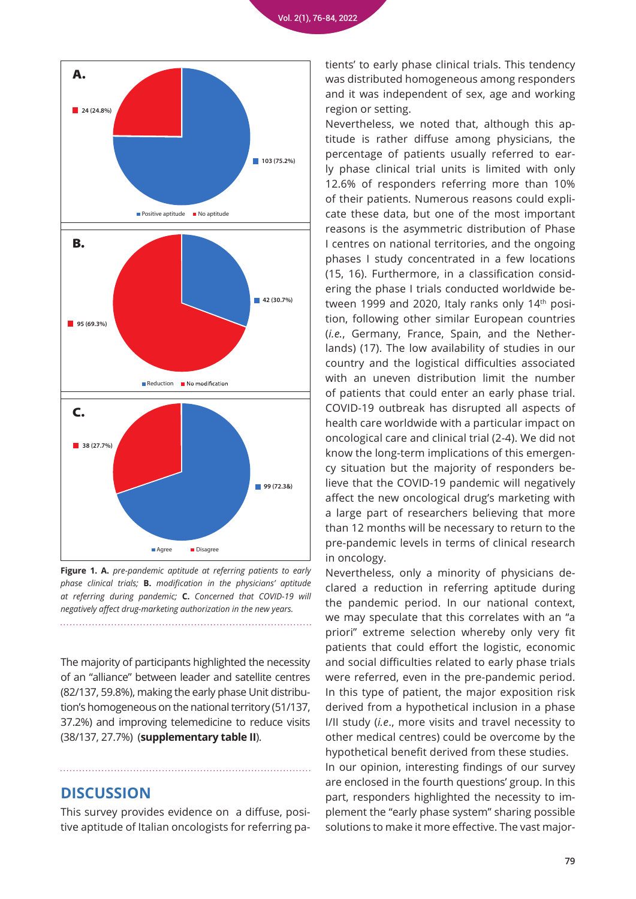**Figure 1. A.** *pre-pandemic aptitude at referring patients to early phase clinical trials;* **B.** *modification in the physicians' aptitude at referring during pandemic;* **C.** *Concerned that COVID-19 will negatively affect drug-marketing authorization in the new years.*

The majority of participants highlighted the necessity of an "alliance" between leader and satellite centres (82/137, 59.8%), making the early phase Unit distribution's homogeneous on the national territory (51/137, 37.2%) and improving telemedicine to reduce visits (38/137, 27.7%) (**supplementary table II**).

## DISCUSSION

This survey provides evidence on a diffuse, positive aptitude of Italian oncologists for referring patients' to early phase clinical trials. This tendency was distributed homogeneous among responders and it was independent of sex, age and working region or setting.

Nevertheless, we noted that, although this aptitude is rather diffuse among physicians, the percentage of patients usually referred to early phase clinical trial units is limited with only 12.6% of responders referring more than 10% of their patients. Numerous reasons could explicate these data, but one of the most important reasons is the asymmetric distribution of Phase I centres on national territories, and the ongoing phases I study concentrated in a few locations (15, 16). Furthermore, in a classification considering the phase I trials conducted worldwide between 1999 and 2020, Italy ranks only 14th position, following other similar European countries (*i.e.*, Germany, France, Spain, and the Netherlands) (17). The low availability of studies in our country and the logistical difficulties associated with an uneven distribution limit the number of patients that could enter an early phase trial. COVID-19 outbreak has disrupted all aspects of health care worldwide with a particular impact on oncological care and clinical trial (2-4). We did not know the long-term implications of this emergency situation but the majority of responders believe that the COVID-19 pandemic will negatively affect the new oncological drug's marketing with a large part of researchers believing that more than 12 months will be necessary to return to the pre-pandemic levels in terms of clinical research in oncology.

Nevertheless, only a minority of physicians declared a reduction in referring aptitude during the pandemic period. In our national context, we may speculate that this correlates with an "a priori" extreme selection whereby only very fit patients that could effort the logistic, economic and social difficulties related to early phase trials were referred, even in the pre-pandemic period. In this type of patient, the major exposition risk derived from a hypothetical inclusion in a phase I/II study (*i.e*., more visits and travel necessity to other medical centres) could be overcome by the hypothetical benefit derived from these studies.

In our opinion, interesting findings of our survey are enclosed in the fourth questions' group. In this part, responders highlighted the necessity to implement the "early phase system" sharing possible solutions to make it more effective. The vast major-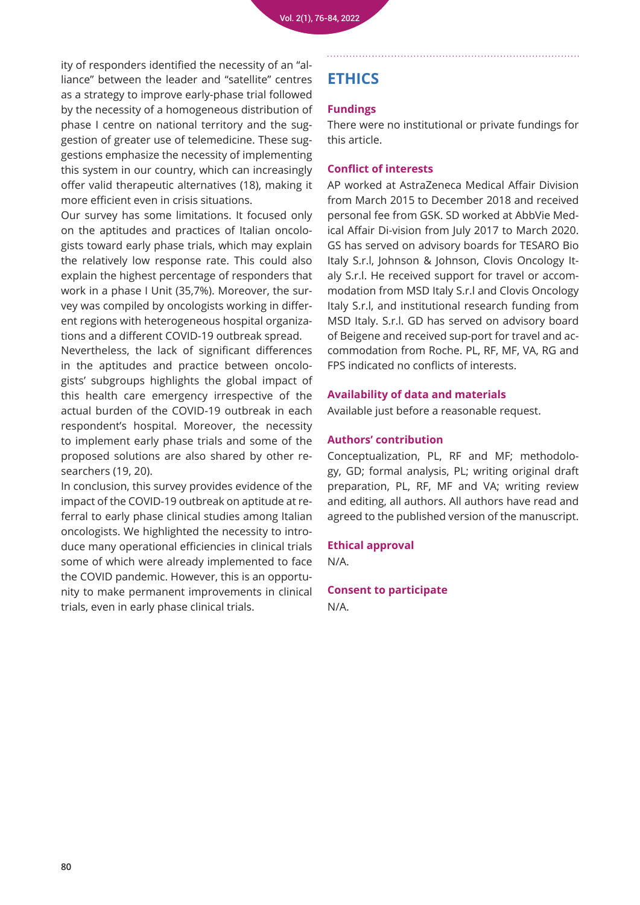ity of responders identified the necessity of an "alliance" between the leader and "satellite" centres as a strategy to improve early-phase trial followed by the necessity of a homogeneous distribution of phase I centre on national territory and the suggestion of greater use of telemedicine. These suggestions emphasize the necessity of implementing this system in our country, which can increasingly offer valid therapeutic alternatives (18), making it more efficient even in crisis situations.

Our survey has some limitations. It focused only on the aptitudes and practices of Italian oncologists toward early phase trials, which may explain the relatively low response rate. This could also explain the highest percentage of responders that work in a phase I Unit (35,7%). Moreover, the survey was compiled by oncologists working in different regions with heterogeneous hospital organizations and a different COVID-19 outbreak spread.

Nevertheless, the lack of significant differences in the aptitudes and practice between oncologists' subgroups highlights the global impact of this health care emergency irrespective of the actual burden of the COVID-19 outbreak in each respondent's hospital. Moreover, the necessity to implement early phase trials and some of the proposed solutions are also shared by other researchers (19, 20).

In conclusion, this survey provides evidence of the impact of the COVID-19 outbreak on aptitude at referral to early phase clinical studies among Italian oncologists. We highlighted the necessity to introduce many operational efficiencies in clinical trials some of which were already implemented to face the COVID pandemic. However, this is an opportunity to make permanent improvements in clinical trials, even in early phase clinical trials.

## ETHICS

### Fundings

There were no institutional or private fundings for this article.

### Conflict of interests

AP worked at AstraZeneca Medical Affair Division from March 2015 to December 2018 and received personal fee from GSK. SD worked at AbbVie Medical Affair Di-vision from July 2017 to March 2020. GS has served on advisory boards for TESARO Bio Italy S.r.l, Johnson & Johnson, Clovis Oncology Italy S.r.l. He received support for travel or accommodation from MSD Italy S.r.l and Clovis Oncology Italy S.r.l, and institutional research funding from MSD Italy. S.r.l. GD has served on advisory board of Beigene and received sup-port for travel and accommodation from Roche. PL, RF, MF, VA, RG and FPS indicated no conflicts of interests.

### Availability of data and materials

Available just before a reasonable request.

### Authors' contribution

Conceptualization, PL, RF and MF; methodology, GD; formal analysis, PL; writing original draft preparation, PL, RF, MF and VA; writing review and editing, all authors. All authors have read and agreed to the published version of the manuscript.

### Ethical approval

N/A.

### Consent to participate

N/A.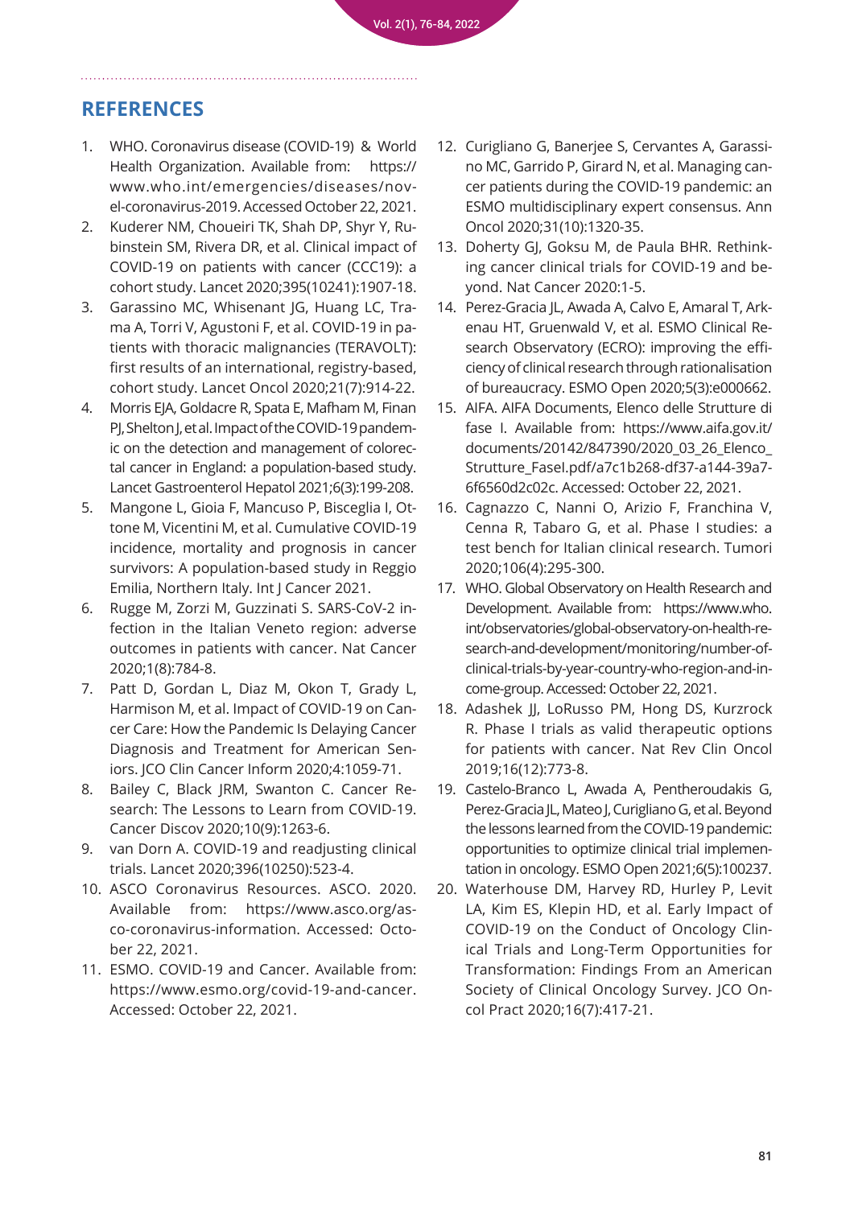## REFERENCES

1. WHO. Coronavirus disease (COVID-19) & World Health Organization. Available from: https://www.who.int/emergencies/diseases/novel-coronavirus-2019. Accessed October 22, 2021.
2. Kuderer NM, Choueiri TK, Shah DP, Shyr Y, Rubinstein SM, Rivera DR, et al. Clinical impact of COVID-19 on patients with cancer (CCC19): a cohort study. Lancet 2020;395(10241):1907-18.
3. Garassino MC, Whisenant JG, Huang LC, Trama A, Torri V, Agustoni F, et al. COVID-19 in patients with thoracic malignancies (TERAVOLT): first results of an international, registry-based, cohort study. Lancet Oncol 2020;21(7):914-22.
4. Morris EJA, Goldacre R, Spata E, Mafham M, Finan PJ, Shelton J, et al. Impact of the COVID-19 pandemic on the detection and management of colorectal cancer in England: a population-based study. Lancet Gastroenterol Hepatol 2021;6(3):199-208.
5. Mangone L, Gioia F, Mancuso P, Bisceglia I, Ottone M, Vicentini M, et al. Cumulative COVID-19 incidence, mortality and prognosis in cancer survivors: A population-based study in Reggio Emilia, Northern Italy. Int J Cancer 2021.
6. Rugge M, Zorzi M, Guzzinati S. SARS-CoV-2 infection in the Italian Veneto region: adverse outcomes in patients with cancer. Nat Cancer 2020;1(8):784-8.
7. Patt D, Gordan L, Diaz M, Okon T, Grady L, Harmison M, et al. Impact of COVID-19 on Cancer Care: How the Pandemic Is Delaying Cancer Diagnosis and Treatment for American Seniors. JCO Clin Cancer Inform 2020;4:1059-71.
8. Bailey C, Black JRM, Swanton C. Cancer Research: The Lessons to Learn from COVID-19. Cancer Discov 2020;10(9):1263-6.
9. van Dorn A. COVID-19 and readjusting clinical trials. Lancet 2020;396(10250):523-4.
10. ASCO Coronavirus Resources. ASCO. 2020. Available from: https://www.asco.org/asco-coronavirus-information. Accessed: October 22, 2021.
11. ESMO. COVID-19 and Cancer. Available from: https://www.esmo.org/covid-19-and-cancer. Accessed: October 22, 2021.
12. Curigliano G, Banerjee S, Cervantes A, Garassino MC, Garrido P, Girard N, et al. Managing cancer patients during the COVID-19 pandemic: an ESMO multidisciplinary expert consensus. Ann Oncol 2020;31(10):1320-35.
13. Doherty GJ, Goksu M, de Paula BHR. Rethinking cancer clinical trials for COVID-19 and beyond. Nat Cancer 2020:1-5.
14. Perez-Gracia JL, Awada A, Calvo E, Amaral T, Arkenau HT, Gruenwald V, et al. ESMO Clinical Research Observatory (ECRO): improving the efficiency of clinical research through rationalisation of bureaucracy. ESMO Open 2020;5(3):e000662.
15. AIFA. AIFA Documents, Elenco delle Strutture di fase I. Available from: https://www.aifa.gov.it/documents/20142/847390/2020_03_26_Elenco_Strutture_FaseI.pdf/a7c1b268-df37-a144-39a7-6f6560d2c02c. Accessed: October 22, 2021.
16. Cagnazzo C, Nanni O, Arizio F, Franchina V, Cenna R, Tabaro G, et al. Phase I studies: a test bench for Italian clinical research. Tumori 2020;106(4):295-300.
17. WHO. Global Observatory on Health Research and Development. Available from: https://www.who.int/observatories/global-observatory-on-health-research-and-development/monitoring/number-of-clinical-trials-by-year-country-who-region-and-income-group. Accessed: October 22, 2021.
18. Adashek JJ, LoRusso PM, Hong DS, Kurzrock R. Phase I trials as valid therapeutic options for patients with cancer. Nat Rev Clin Oncol 2019;16(12):773-8.
19. Castelo-Branco L, Awada A, Pentheroudakis G, Perez-Gracia JL, Mateo J, Curigliano G, et al. Beyond the lessons learned from the COVID-19 pandemic: opportunities to optimize clinical trial implementation in oncology. ESMO Open 2021;6(5):100237.
20. Waterhouse DM, Harvey RD, Hurley P, Levit LA, Kim ES, Klepin HD, et al. Early Impact of COVID-19 on the Conduct of Oncology Clinical Trials and Long-Term Opportunities for Transformation: Findings From an American Society of Clinical Oncology Survey. JCO Oncol Pract 2020;16(7):417-21.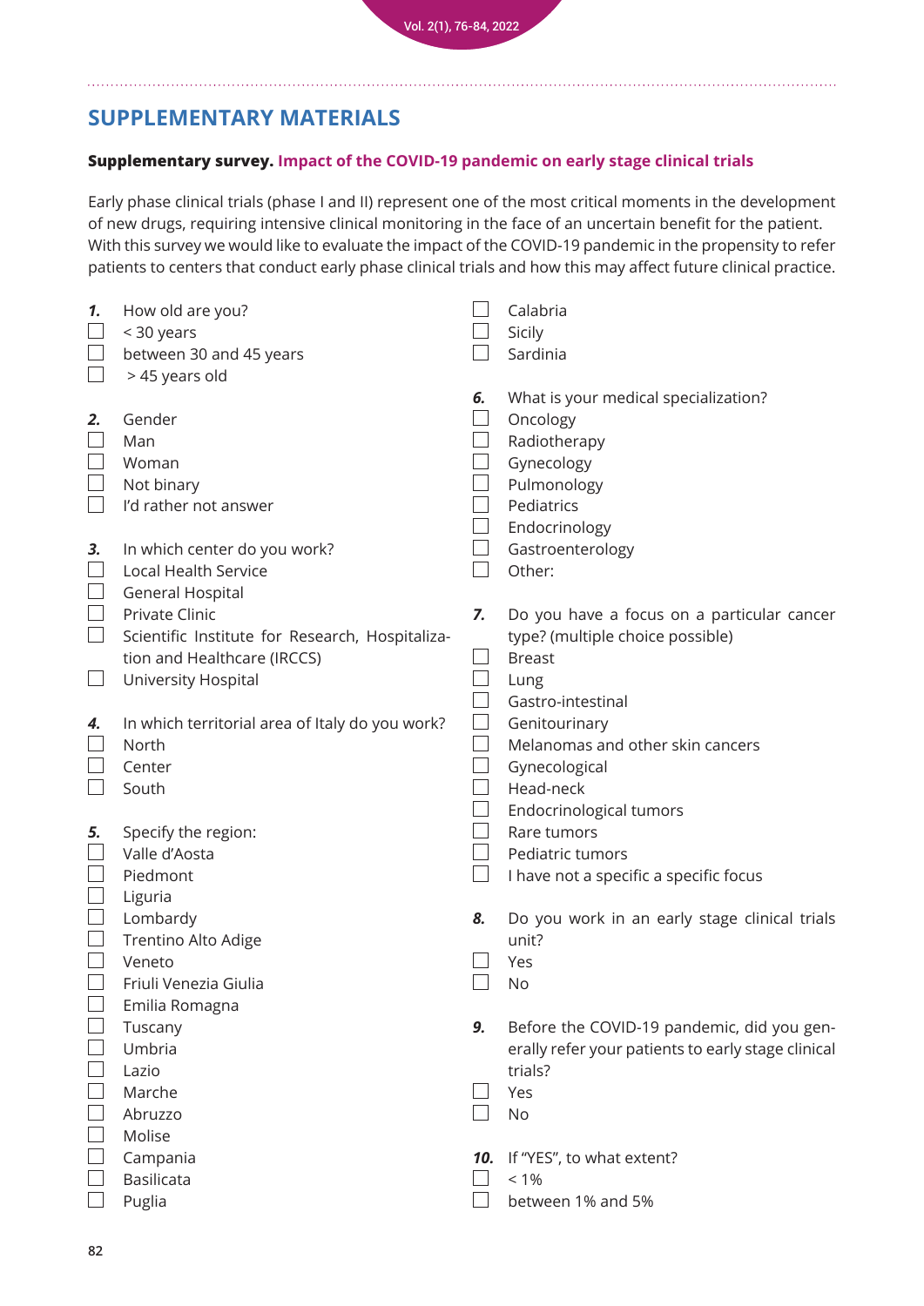## SUPPLEMENTARY MATERIALS

**Supplementary survey.** **Impact of the COVID-19 pandemic on early stage clinical trials**

Early phase clinical trials (phase I and II) represent one of the most critical moments in the development of new drugs, requiring intensive clinical monitoring in the face of an uncertain benefit for the patient. With this survey we would like to evaluate the impact of the COVID-19 pandemic in the propensity to refer patients to centers that conduct early phase clinical trials and how this may affect future clinical practice.

***1.*** How old are you?
- ☐ < 30 years
- ☐ between 30 and 45 years
- ☐ > 45 years old

***2.*** Gender
- ☐ Man
- ☐ Woman
- ☐ Not binary
- ☐ I'd rather not answer

***3.*** In which center do you work?
- ☐ Local Health Service
- ☐ General Hospital
- ☐ Private Clinic
- ☐ Scientific Institute for Research, Hospitalization and Healthcare (IRCCS)
- ☐ University Hospital

***4.*** In which territorial area of Italy do you work?
- ☐ North
- ☐ Center
- ☐ South

***5.*** Specify the region:
- ☐ Valle d'Aosta
- ☐ Piedmont
- ☐ Liguria
- ☐ Lombardy
- ☐ Trentino Alto Adige
- ☐ Veneto
- ☐ Friuli Venezia Giulia
- ☐ Emilia Romagna
- ☐ Tuscany
- ☐ Umbria
- ☐ Lazio
- ☐ Marche
- ☐ Abruzzo
- ☐ Molise
- ☐ Campania
- ☐ Basilicata
- ☐ Puglia
- ☐ Calabria
- ☐ Sicily
- ☐ Sardinia

***6.*** What is your medical specialization?
- ☐ Oncology
- ☐ Radiotherapy
- ☐ Gynecology
- ☐ Pulmonology
- ☐ Pediatrics
- ☐ Endocrinology
- ☐ Gastroenterology
- ☐ Other:

***7.*** Do you have a focus on a particular cancer type? (multiple choice possible)
- ☐ Breast
- ☐ Lung
- ☐ Gastro-intestinal
- ☐ Genitourinary
- ☐ Melanomas and other skin cancers
- ☐ Gynecological
- ☐ Head-neck
- ☐ Endocrinological tumors
- ☐ Rare tumors
- ☐ Pediatric tumors
- ☐ I have not a specific a specific focus

***8.*** Do you work in an early stage clinical trials unit?
- ☐ Yes
- ☐ No

***9.*** Before the COVID-19 pandemic, did you generally refer your patients to early stage clinical trials?
- ☐ Yes
- ☐ No

***10.*** If "YES", to what extent?
- ☐ < 1%
- ☐ between 1% and 5%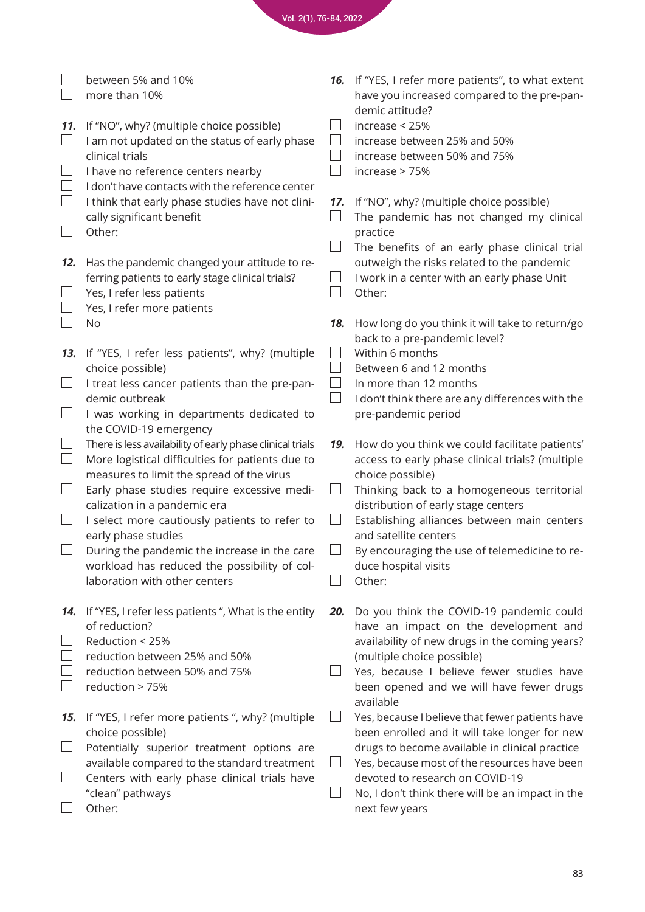- [ ] between 5% and 10%
- [ ] more than 10%

**11.** If "NO", why? (multiple choice possible)

- [ ] I am not updated on the status of early phase clinical trials
- [ ] I have no reference centers nearby
- [ ] I don't have contacts with the reference center
- [ ] I think that early phase studies have not clinically significant benefit
- [ ] Other:

**12.** Has the pandemic changed your attitude to referring patients to early stage clinical trials?

- [ ] Yes, I refer less patients
- [ ] Yes, I refer more patients
- [ ] No

**13.** If "YES, I refer less patients", why? (multiple choice possible)

- [ ] I treat less cancer patients than the pre-pandemic outbreak
- [ ] I was working in departments dedicated to the COVID-19 emergency
- [ ] There is less availability of early phase clinical trials
- [ ] More logistical difficulties for patients due to measures to limit the spread of the virus
- [ ] Early phase studies require excessive medicalization in a pandemic era
- [ ] I select more cautiously patients to refer to early phase studies
- [ ] During the pandemic the increase in the care workload has reduced the possibility of collaboration with other centers

**14.** If "YES, I refer less patients ", What is the entity of reduction?

- [ ] Reduction < 25%
- [ ] reduction between 25% and 50%
- [ ] reduction between 50% and 75%
- [ ] reduction > 75%

**15.** If "YES, I refer more patients ", why? (multiple choice possible)

- [ ] Potentially superior treatment options are available compared to the standard treatment
- [ ] Centers with early phase clinical trials have "clean" pathways
- [ ] Other:

**16.** If "YES, I refer more patients", to what extent have you increased compared to the pre-pandemic attitude?

- [ ] increase < 25%
- [ ] increase between 25% and 50%
- [ ] increase between 50% and 75%
- [ ] increase > 75%

**17.** If "NO", why? (multiple choice possible)

- [ ] The pandemic has not changed my clinical practice
- [ ] The benefits of an early phase clinical trial outweigh the risks related to the pandemic
- [ ] I work in a center with an early phase Unit
- [ ] Other:

**18.** How long do you think it will take to return/go back to a pre-pandemic level?

- [ ] Within 6 months
- [ ] Between 6 and 12 months
- [ ] In more than 12 months
- [ ] I don't think there are any differences with the pre-pandemic period

**19.** How do you think we could facilitate patients' access to early phase clinical trials? (multiple choice possible)

- [ ] Thinking back to a homogeneous territorial distribution of early stage centers
- [ ] Establishing alliances between main centers and satellite centers
- [ ] By encouraging the use of telemedicine to reduce hospital visits
- [ ] Other:

**20.** Do you think the COVID-19 pandemic could have an impact on the development and availability of new drugs in the coming years? (multiple choice possible)

- [ ] Yes, because I believe fewer studies have been opened and we will have fewer drugs available
- [ ] Yes, because I believe that fewer patients have been enrolled and it will take longer for new drugs to become available in clinical practice
- [ ] Yes, because most of the resources have been devoted to research on COVID-19
- [ ] No, I don't think there will be an impact in the next few years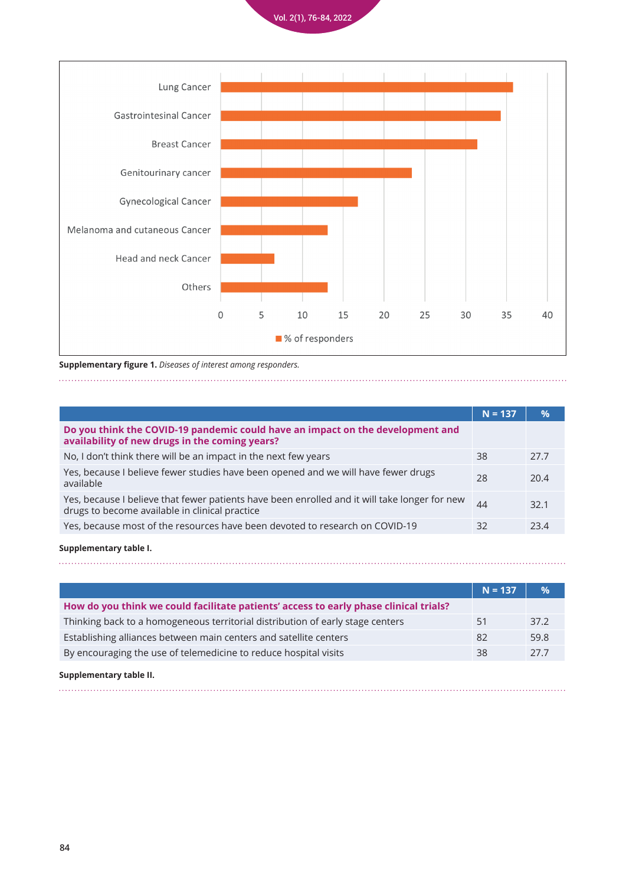Lung Cancer

Gastrointesinal Cancer

Breast Cancer

Genitourinary cancer

Gynecological Cancer

Melanoma and cutaneous Cancer

Head and neck Cancer

Others

0 5 10 15 20 25 30 35 40

% of responders

**Supplementary figure 1.** *Diseases of interest among responders.*

| | N = 137 | % |
|---|---|---|
| **Do you think the COVID-19 pandemic could have an impact on the development and availability of new drugs in the coming years?** | | |
| No, I don't think there will be an impact in the next few years | 38 | 27.7 |
| Yes, because I believe fewer studies have been opened and we will have fewer drugs available | 28 | 20.4 |
| Yes, because I believe that fewer patients have been enrolled and it will take longer for new drugs to become available in clinical practice | 44 | 32.1 |
| Yes, because most of the resources have been devoted to research on COVID-19 | 32 | 23.4 |

**Supplementary table I.**

| | N = 137 | % |
|---|---|---|
| **How do you think we could facilitate patients' access to early phase clinical trials?** | | |
| Thinking back to a homogeneous territorial distribution of early stage centers | 51 | 37.2 |
| Establishing alliances between main centers and satellite centers | 82 | 59.8 |
| By encouraging the use of telemedicine to reduce hospital visits | 38 | 27.7 |

**Supplementary table II.**